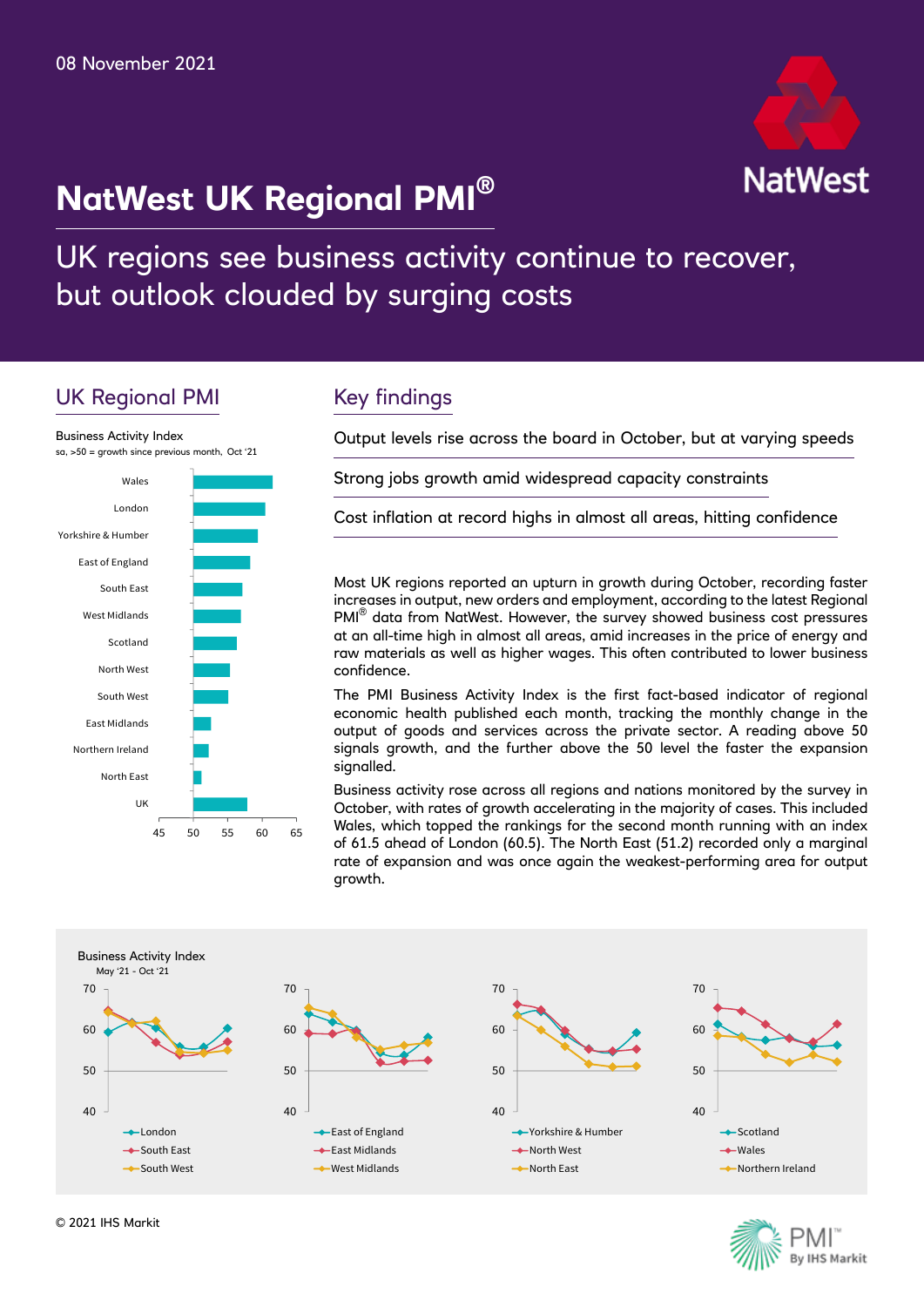08 November 2021

# NatWest UK Regional PMI®

## UK regions see business activity continue to recover, but outlook clouded by surging costs

## UK Regional PMI

Business Activity Index
sa, >50 = growth since previous month, Oct '21

## Key findings

Output levels rise across the board in October, but at varying speeds

Strong jobs growth amid widespread capacity constraints

Cost inflation at record highs in almost all areas, hitting confidence

Most UK regions reported an upturn in growth during October, recording faster increases in output, new orders and employment, according to the latest Regional PMI® data from NatWest. However, the survey showed business cost pressures at an all-time high in almost all areas, amid increases in the price of energy and raw materials as well as higher wages. This often contributed to lower business confidence.

The PMI Business Activity Index is the first fact-based indicator of regional economic health published each month, tracking the monthly change in the output of goods and services across the private sector. A reading above 50 signals growth, and the further above the 50 level the faster the expansion signalled.

Business activity rose across all regions and nations monitored by the survey in October, with rates of growth accelerating in the majority of cases. This included Wales, which topped the rankings for the second month running with an index of 61.5 ahead of London (60.5). The North East (51.2) recorded only a marginal rate of expansion and was once again the weakest-performing area for output growth.

Business Activity Index
May '21 - Oct '21

© 2021 IHS Markit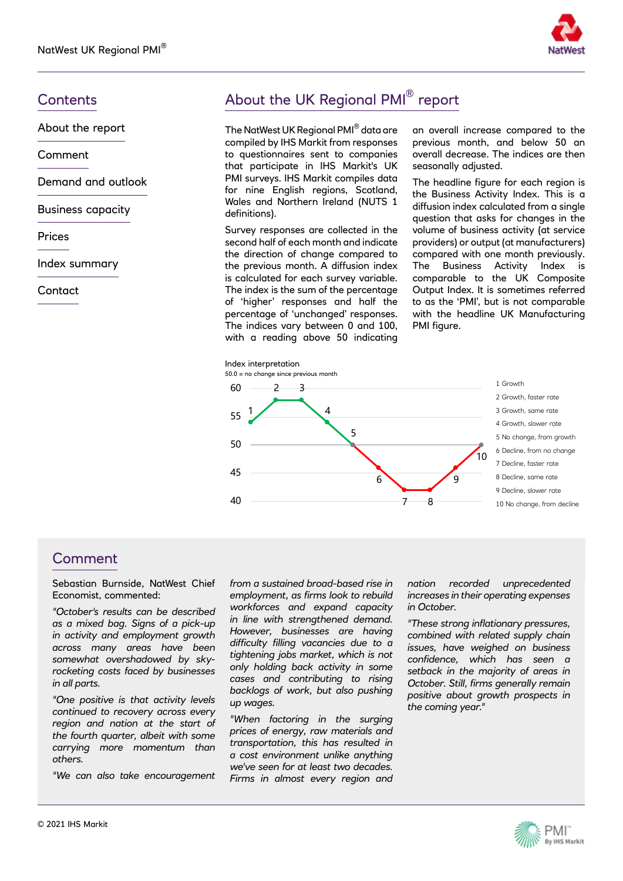## Contents

About the report

Comment

Demand and outlook

Business capacity

Prices

Index summary

Contact

## About the UK Regional PMI® report

The NatWest UK Regional PMI® data are compiled by IHS Markit from responses to questionnaires sent to companies that participate in IHS Markit's UK PMI surveys. IHS Markit compiles data for nine English regions, Scotland, Wales and Northern Ireland (NUTS 1 definitions).

Survey responses are collected in the second half of each month and indicate the direction of change compared to the previous month. A diffusion index is calculated for each survey variable. The index is the sum of the percentage of 'higher' responses and half the percentage of 'unchanged' responses. The indices vary between 0 and 100, with a reading above 50 indicating an overall increase compared to the previous month, and below 50 an overall decrease. The indices are then seasonally adjusted.

The headline figure for each region is the Business Activity Index. This is a diffusion index calculated from a single question that asks for changes in the volume of business activity (at service providers) or output (at manufacturers) compared with one month previously. The Business Activity Index is comparable to the UK Composite Output Index. It is sometimes referred to as the 'PMI', but is not comparable with the headline UK Manufacturing PMI figure.

Index interpretation

50.0 = no change since previous month

1 Growth
2 Growth, faster rate
3 Growth, same rate
4 Growth, slower rate
5 No change, from growth
6 Decline, from no change
7 Decline, faster rate
8 Decline, same rate
9 Decline, slower rate
10 No change, from decline

## Comment

Sebastian Burnside, NatWest Chief Economist, commented:

*"October's results can be described as a mixed bag. Signs of a pick-up in activity and employment growth across many areas have been somewhat overshadowed by sky-rocketing costs faced by businesses in all parts.*

*"One positive is that activity levels continued to recovery across every region and nation at the start of the fourth quarter, albeit with some carrying more momentum than others.*

*"We can also take encouragement from a sustained broad-based rise in employment, as firms look to rebuild workforces and expand capacity in line with strengthened demand. However, businesses are having difficulty filling vacancies due to a tightening jobs market, which is not only holding back activity in some cases and contributing to rising backlogs of work, but also pushing up wages.*

*"When factoring in the surging prices of energy, raw materials and transportation, this has resulted in a cost environment unlike anything we've seen for at least two decades. Firms in almost every region and nation recorded unprecedented increases in their operating expenses in October.*

*"These strong inflationary pressures, combined with related supply chain issues, have weighed on business confidence, which has seen a setback in the majority of areas in October. Still, firms generally remain positive about growth prospects in the coming year."*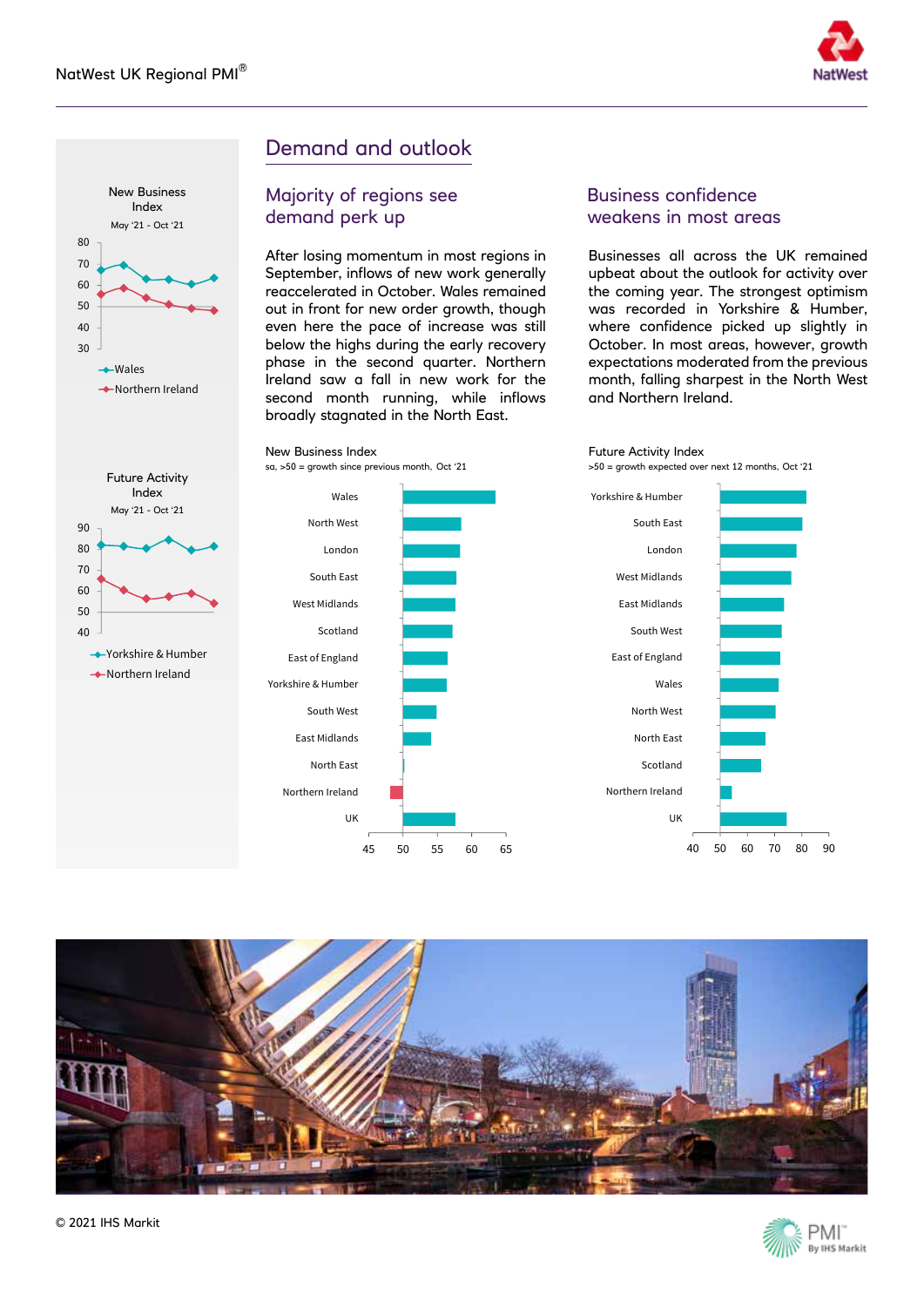# Demand and outlook

## Majority of regions see demand perk up

After losing momentum in most regions in September, inflows of new work generally reaccelerated in October. Wales remained out in front for new order growth, though even here the pace of increase was still below the highs during the early recovery phase in the second quarter. Northern Ireland saw a fall in new work for the second month running, while inflows broadly stagnated in the North East.

## Business confidence weakens in most areas

Businesses all across the UK remained upbeat about the outlook for activity over the coming year. The strongest optimism was recorded in Yorkshire & Humber, where confidence picked up slightly in October. In most areas, however, growth expectations moderated from the previous month, falling sharpest in the North West and Northern Ireland.

New Business Index
May '21 - Oct '21

Wales
Northern Ireland

Future Activity Index
May '21 - Oct '21

Yorkshire & Humber
Northern Ireland

New Business Index
sa, >50 = growth since previous month, Oct '21

Wales, North West, London, South East, West Midlands, Scotland, East of England, Yorkshire & Humber, South West, East Midlands, North East, Northern Ireland, UK

Future Activity Index
>50 = growth expected over next 12 months, Oct '21

Yorkshire & Humber, South East, London, West Midlands, East Midlands, South West, East of England, Wales, North West, North East, Scotland, Northern Ireland, UK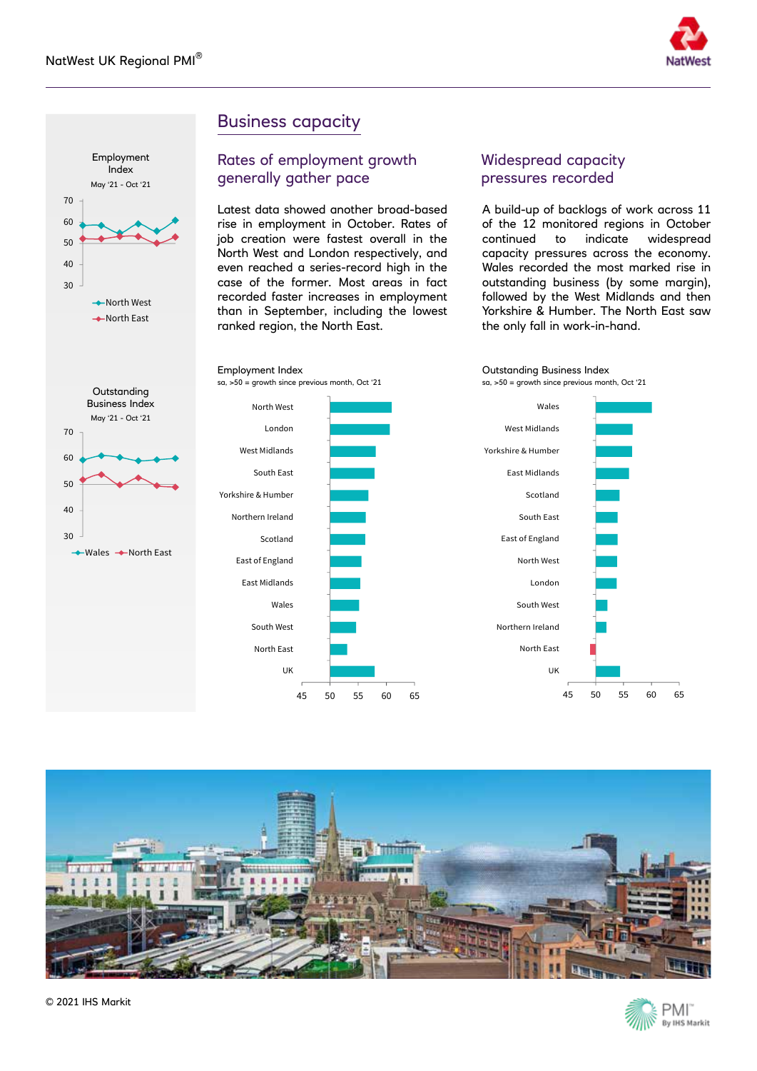# Business capacity

## Rates of employment growth generally gather pace

Latest data showed another broad-based rise in employment in October. Rates of job creation were fastest overall in the North West and London respectively, and even reached a series-record high in the case of the former. Most areas in fact recorded faster increases in employment than in September, including the lowest ranked region, the North East.

## Widespread capacity pressures recorded

A build-up of backlogs of work across 11 of the 12 monitored regions in October continued to indicate widespread capacity pressures across the economy. Wales recorded the most marked rise in outstanding business (by some margin), followed by the West Midlands and then Yorkshire & Humber. The North East saw the only fall in work-in-hand.

Employment Index
May '21 - Oct '21
North West, North East

Outstanding Business Index
May '21 - Oct '21
Wales, North East

Employment Index
sa, >50 = growth since previous month, Oct '21

North West, London, West Midlands, South East, Yorkshire & Humber, Northern Ireland, Scotland, East of England, East Midlands, Wales, South West, North East, UK

Outstanding Business Index
sa, >50 = growth since previous month, Oct '21

Wales, West Midlands, Yorkshire & Humber, East Midlands, Scotland, South East, East of England, North West, London, South West, Northern Ireland, North East, UK

© 2021 IHS Markit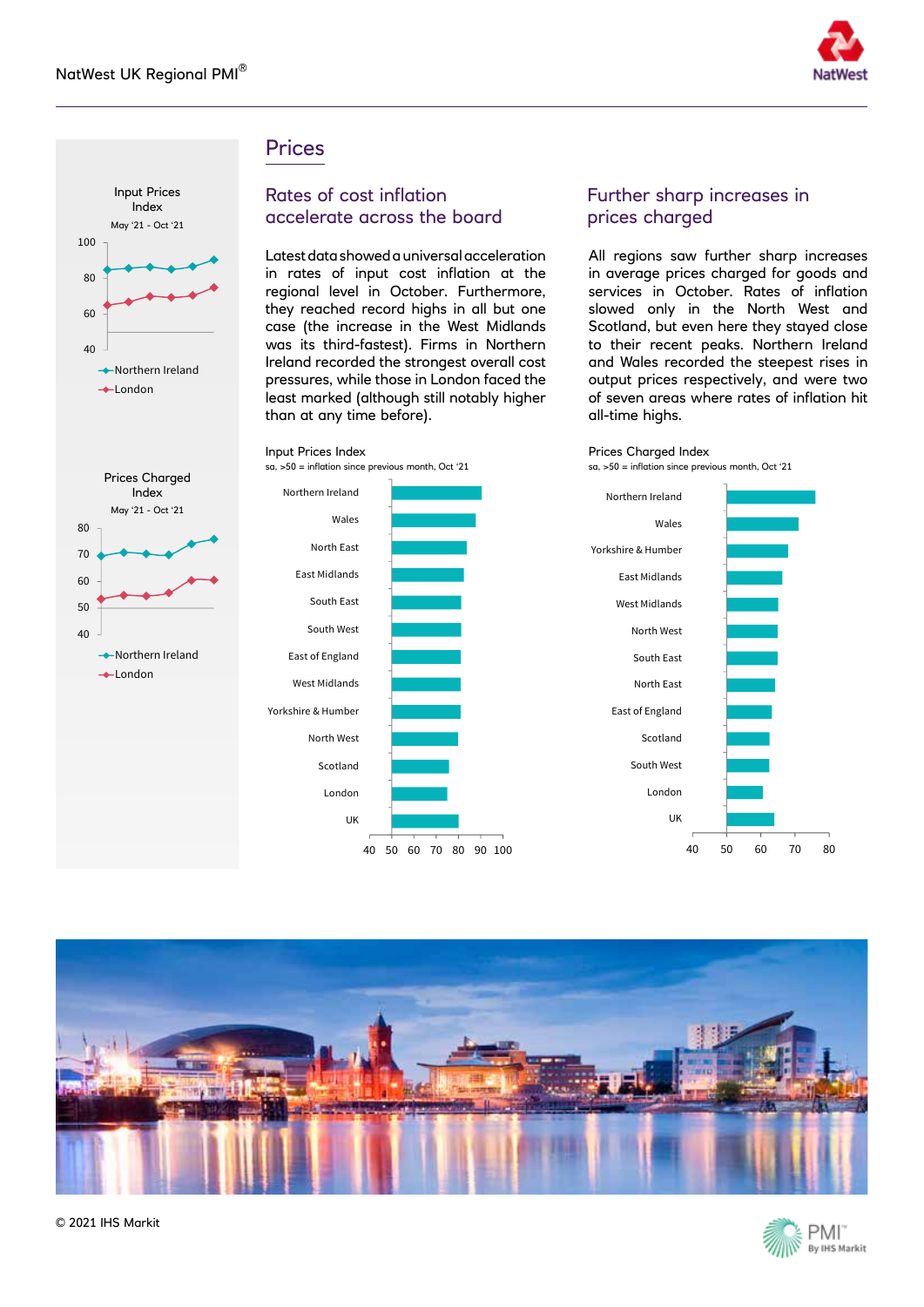# Prices

## Rates of cost inflation accelerate across the board

Latest data showed a universal acceleration in rates of input cost inflation at the regional level in October. Furthermore, they reached record highs in all but one case (the increase in the West Midlands was its third-fastest). Firms in Northern Ireland recorded the strongest overall cost pressures, while those in London faced the least marked (although still notably higher than at any time before).

Input Prices Index
sa, >50 = inflation since previous month, Oct '21

- Northern Ireland
- Wales
- North East
- East Midlands
- South East
- South West
- East of England
- West Midlands
- Yorkshire & Humber
- North West
- Scotland
- London
- UK

## Further sharp increases in prices charged

All regions saw further sharp increases in average prices charged for goods and services in October. Rates of inflation slowed only in the North West and Scotland, but even here they stayed close to their recent peaks. Northern Ireland and Wales recorded the steepest rises in output prices respectively, and were two of seven areas where rates of inflation hit all-time highs.

Prices Charged Index
sa, >50 = inflation since previous month, Oct '21

- Northern Ireland
- Wales
- Yorkshire & Humber
- East Midlands
- West Midlands
- North West
- South East
- North East
- East of England
- Scotland
- South West
- London
- UK

Input Prices Index
May '21 - Oct '21
(Northern Ireland, London)

Prices Charged Index
May '21 - Oct '21
(Northern Ireland, London)

© 2021 IHS Markit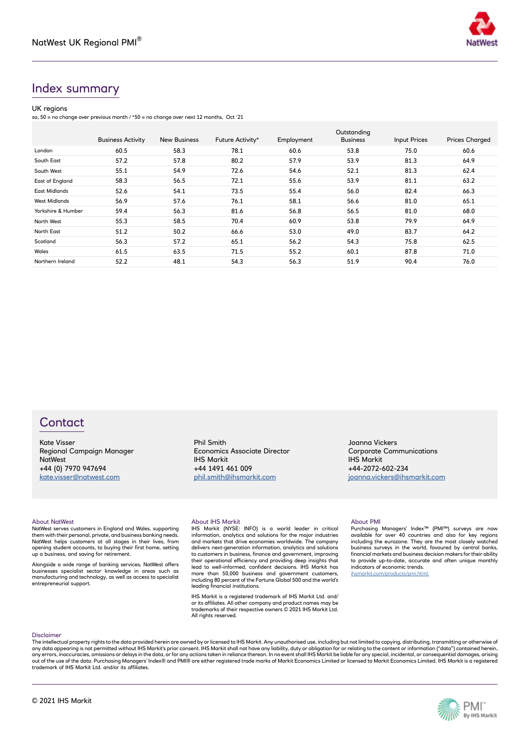# Index summary

UK regions

sa, 50 = no change over previous month / *50 = no change over next 12 months, Oct '21

| | Business Activity | New Business | Future Activity* | Employment | Outstanding Business | Input Prices | Prices Charged |
|---|---|---|---|---|---|---|---|
| London | 60.5 | 58.3 | 78.1 | 60.6 | 53.8 | 75.0 | 60.6 |
| South East | 57.2 | 57.8 | 80.2 | 57.9 | 53.9 | 81.3 | 64.9 |
| South West | 55.1 | 54.9 | 72.6 | 54.6 | 52.1 | 81.3 | 62.4 |
| East of England | 58.3 | 56.5 | 72.1 | 55.6 | 53.9 | 81.1 | 63.2 |
| East Midlands | 52.6 | 54.1 | 73.5 | 55.4 | 56.0 | 82.4 | 66.3 |
| West Midlands | 56.9 | 57.6 | 76.1 | 58.1 | 56.6 | 81.0 | 65.1 |
| Yorkshire & Humber | 59.4 | 56.3 | 81.6 | 56.8 | 56.5 | 81.0 | 68.0 |
| North West | 55.3 | 58.5 | 70.4 | 60.9 | 53.8 | 79.9 | 64.9 |
| North East | 51.2 | 50.2 | 66.6 | 53.0 | 49.0 | 83.7 | 64.2 |
| Scotland | 56.3 | 57.2 | 65.1 | 56.2 | 54.3 | 75.8 | 62.5 |
| Wales | 61.5 | 63.5 | 71.5 | 55.2 | 60.1 | 87.8 | 71.0 |
| Northern Ireland | 52.2 | 48.1 | 54.3 | 56.3 | 51.9 | 90.4 | 76.0 |

## Contact

Kate Visser
Regional Campaign Manager
NatWest
+44 (0) 7970 947694
kate.visser@natwest.com

Phil Smith
Economics Associate Director
IHS Markit
+44 1491 461 009
phil.smith@ihsmarkit.com

Joanna Vickers
Corporate Communications
IHS Markit
+44-2072-602-234
joanna.vickers@ihsmarkit.com

### About NatWest

NatWest serves customers in England and Wales, supporting them with their personal, private, and business banking needs. NatWest helps customers at all stages in their lives, from opening student accounts, to buying their first home, setting up a business, and saving for retirement.

Alongside a wide range of banking services, NatWest offers businesses specialist sector knowledge in areas such as manufacturing and technology, as well as access to specialist entrepreneurial support.

### About IHS Markit

IHS Markit (NYSE: INFO) is a world leader in critical information, analytics and solutions for the major industries and markets that drive economies worldwide. The company delivers next-generation information, analytics and solutions to customers in business, finance and government, improving their operational efficiency and providing deep insights that lead to well-informed, confident decisions. IHS Markit has more than 50,000 business and government customers, including 80 percent of the Fortune Global 500 and the world's leading financial institutions.

IHS Markit is a registered trademark of IHS Markit Ltd. and/or its affiliates. All other company and product names may be trademarks of their respective owners © 2021 IHS Markit Ltd. All rights reserved.

### About PMI

Purchasing Managers' Index™ (PMI™) surveys are now available for over 40 countries and also for key regions including the eurozone. They are the most closely watched business surveys in the world, favoured by central banks, financial markets and business decision makers for their ability to provide up-to-date, accurate and often unique monthly indicators of economic trends.
ihsmarkit.com/products/pmi.html.

### Disclaimer

The intellectual property rights to the data provided herein are owned by or licensed to IHS Markit. Any unauthorised use, including but not limited to copying, distributing, transmitting or otherwise of any data appearing is not permitted without IHS Markit's prior consent. IHS Markit shall not have any liability, duty or obligation for or relating to the content or information ("data") contained herein, any errors, inaccuracies, omissions or delays in the data, or for any actions taken in reliance thereon. In no event shall IHS Markit be liable for any special, incidental, or consequential damages, arising out of the use of the data. Purchasing Managers' Index® and PMI® are either registered trade marks of Markit Economics Limited or licensed to Markit Economics Limited. IHS Markit is a registered trademark of IHS Markit Ltd. and/or its affiliates.

© 2021 IHS Markit